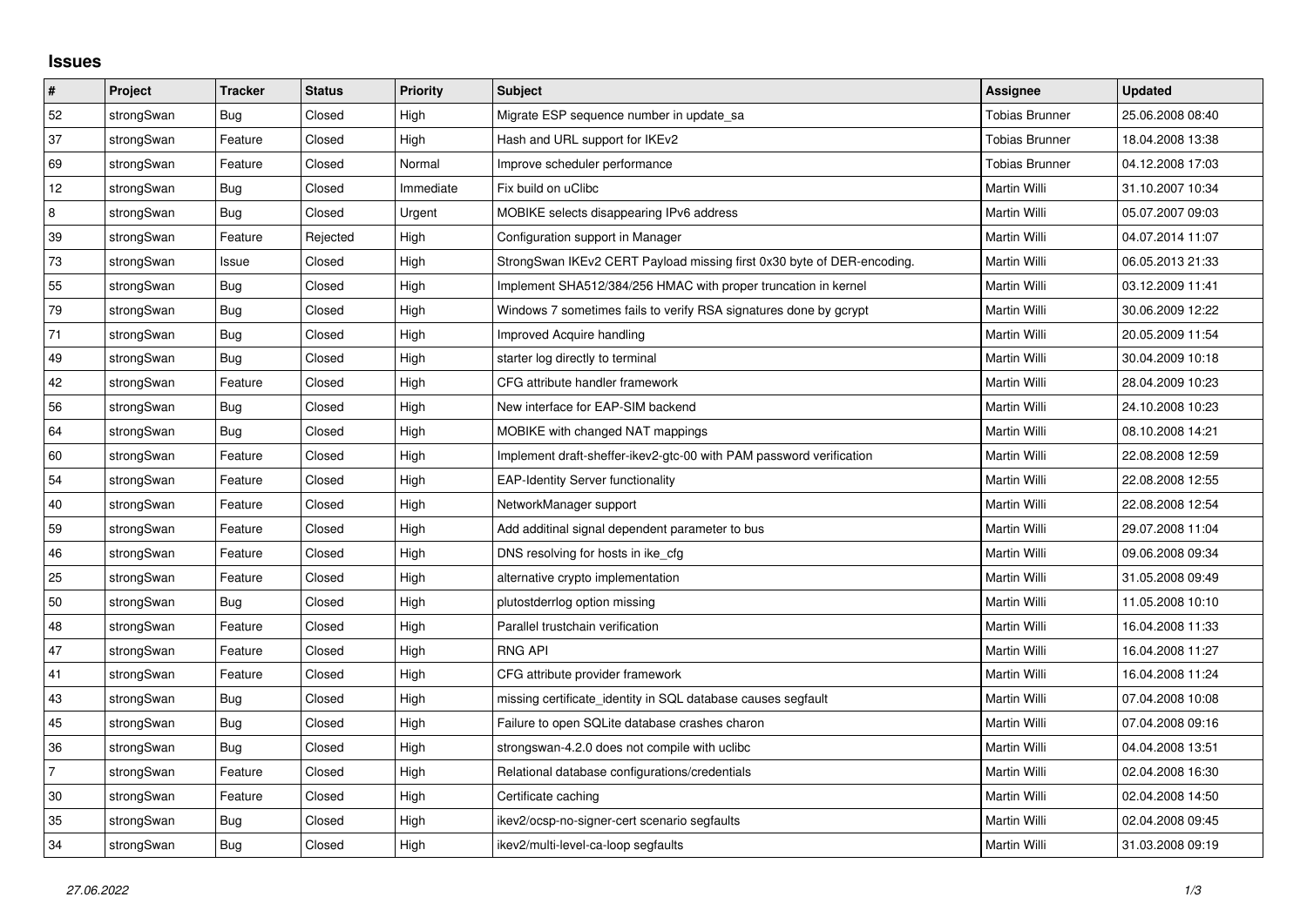## Issues

| # | Project | Tracker | Status | Priority | Subject | Assignee | Updated |
|---|---|---|---|---|---|---|---|
| 52 | strongSwan | Bug | Closed | High | Migrate ESP sequence number in update_sa | Tobias Brunner | 25.06.2008 08:40 |
| 37 | strongSwan | Feature | Closed | High | Hash and URL support for IKEv2 | Tobias Brunner | 18.04.2008 13:38 |
| 69 | strongSwan | Feature | Closed | Normal | Improve scheduler performance | Tobias Brunner | 04.12.2008 17:03 |
| 12 | strongSwan | Bug | Closed | Immediate | Fix build on uClibc | Martin Willi | 31.10.2007 10:34 |
| 8 | strongSwan | Bug | Closed | Urgent | MOBIKE selects disappearing IPv6 address | Martin Willi | 05.07.2007 09:03 |
| 39 | strongSwan | Feature | Rejected | High | Configuration support in Manager | Martin Willi | 04.07.2014 11:07 |
| 73 | strongSwan | Issue | Closed | High | StrongSwan IKEv2 CERT Payload missing first 0x30 byte of DER-encoding. | Martin Willi | 06.05.2013 21:33 |
| 55 | strongSwan | Bug | Closed | High | Implement SHA512/384/256 HMAC with proper truncation in kernel | Martin Willi | 03.12.2009 11:41 |
| 79 | strongSwan | Bug | Closed | High | Windows 7 sometimes fails to verify RSA signatures done by gcrypt | Martin Willi | 30.06.2009 12:22 |
| 71 | strongSwan | Bug | Closed | High | Improved Acquire handling | Martin Willi | 20.05.2009 11:54 |
| 49 | strongSwan | Bug | Closed | High | starter log directly to terminal | Martin Willi | 30.04.2009 10:18 |
| 42 | strongSwan | Feature | Closed | High | CFG attribute handler framework | Martin Willi | 28.04.2009 10:23 |
| 56 | strongSwan | Bug | Closed | High | New interface for EAP-SIM backend | Martin Willi | 24.10.2008 10:23 |
| 64 | strongSwan | Bug | Closed | High | MOBIKE with changed NAT mappings | Martin Willi | 08.10.2008 14:21 |
| 60 | strongSwan | Feature | Closed | High | Implement draft-sheffer-ikev2-gtc-00 with PAM password verification | Martin Willi | 22.08.2008 12:59 |
| 54 | strongSwan | Feature | Closed | High | EAP-Identity Server functionality | Martin Willi | 22.08.2008 12:55 |
| 40 | strongSwan | Feature | Closed | High | NetworkManager support | Martin Willi | 22.08.2008 12:54 |
| 59 | strongSwan | Feature | Closed | High | Add additinal signal dependent parameter to bus | Martin Willi | 29.07.2008 11:04 |
| 46 | strongSwan | Feature | Closed | High | DNS resolving for hosts in ike_cfg | Martin Willi | 09.06.2008 09:34 |
| 25 | strongSwan | Feature | Closed | High | alternative crypto implementation | Martin Willi | 31.05.2008 09:49 |
| 50 | strongSwan | Bug | Closed | High | plutostderrlog option missing | Martin Willi | 11.05.2008 10:10 |
| 48 | strongSwan | Feature | Closed | High | Parallel trustchain verification | Martin Willi | 16.04.2008 11:33 |
| 47 | strongSwan | Feature | Closed | High | RNG API | Martin Willi | 16.04.2008 11:27 |
| 41 | strongSwan | Feature | Closed | High | CFG attribute provider framework | Martin Willi | 16.04.2008 11:24 |
| 43 | strongSwan | Bug | Closed | High | missing certificate_identity in SQL database causes segfault | Martin Willi | 07.04.2008 10:08 |
| 45 | strongSwan | Bug | Closed | High | Failure to open SQLite database crashes charon | Martin Willi | 07.04.2008 09:16 |
| 36 | strongSwan | Bug | Closed | High | strongswan-4.2.0 does not compile with uclibc | Martin Willi | 04.04.2008 13:51 |
| 7 | strongSwan | Feature | Closed | High | Relational database configurations/credentials | Martin Willi | 02.04.2008 16:30 |
| 30 | strongSwan | Feature | Closed | High | Certificate caching | Martin Willi | 02.04.2008 14:50 |
| 35 | strongSwan | Bug | Closed | High | ikev2/ocsp-no-signer-cert scenario segfaults | Martin Willi | 02.04.2008 09:45 |
| 34 | strongSwan | Bug | Closed | High | ikev2/multi-level-ca-loop segfaults | Martin Willi | 31.03.2008 09:19 |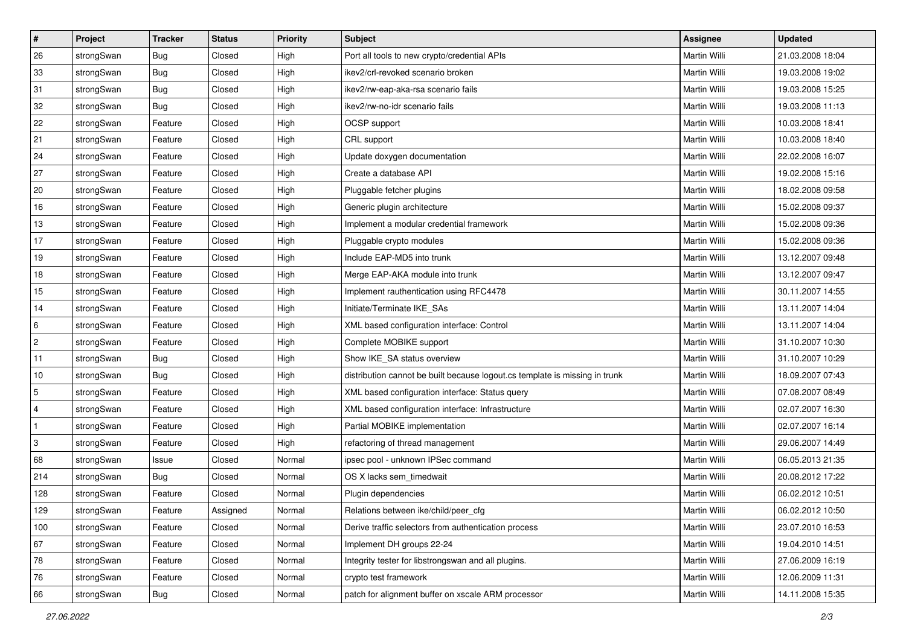| # | Project | Tracker | Status | Priority | Subject | Assignee | Updated |
|---|---|---|---|---|---|---|---|
| 26 | strongSwan | Bug | Closed | High | Port all tools to new crypto/credential APIs | Martin Willi | 21.03.2008 18:04 |
| 33 | strongSwan | Bug | Closed | High | ikev2/crl-revoked scenario broken | Martin Willi | 19.03.2008 19:02 |
| 31 | strongSwan | Bug | Closed | High | ikev2/rw-eap-aka-rsa scenario fails | Martin Willi | 19.03.2008 15:25 |
| 32 | strongSwan | Bug | Closed | High | ikev2/rw-no-idr scenario fails | Martin Willi | 19.03.2008 11:13 |
| 22 | strongSwan | Feature | Closed | High | OCSP support | Martin Willi | 10.03.2008 18:41 |
| 21 | strongSwan | Feature | Closed | High | CRL support | Martin Willi | 10.03.2008 18:40 |
| 24 | strongSwan | Feature | Closed | High | Update doxygen documentation | Martin Willi | 22.02.2008 16:07 |
| 27 | strongSwan | Feature | Closed | High | Create a database API | Martin Willi | 19.02.2008 15:16 |
| 20 | strongSwan | Feature | Closed | High | Pluggable fetcher plugins | Martin Willi | 18.02.2008 09:58 |
| 16 | strongSwan | Feature | Closed | High | Generic plugin architecture | Martin Willi | 15.02.2008 09:37 |
| 13 | strongSwan | Feature | Closed | High | Implement a modular credential framework | Martin Willi | 15.02.2008 09:36 |
| 17 | strongSwan | Feature | Closed | High | Pluggable crypto modules | Martin Willi | 15.02.2008 09:36 |
| 19 | strongSwan | Feature | Closed | High | Include EAP-MD5 into trunk | Martin Willi | 13.12.2007 09:48 |
| 18 | strongSwan | Feature | Closed | High | Merge EAP-AKA module into trunk | Martin Willi | 13.12.2007 09:47 |
| 15 | strongSwan | Feature | Closed | High | Implement rauthentication using RFC4478 | Martin Willi | 30.11.2007 14:55 |
| 14 | strongSwan | Feature | Closed | High | Initiate/Terminate IKE_SAs | Martin Willi | 13.11.2007 14:04 |
| 6 | strongSwan | Feature | Closed | High | XML based configuration interface: Control | Martin Willi | 13.11.2007 14:04 |
| 2 | strongSwan | Feature | Closed | High | Complete MOBIKE support | Martin Willi | 31.10.2007 10:30 |
| 11 | strongSwan | Bug | Closed | High | Show IKE_SA status overview | Martin Willi | 31.10.2007 10:29 |
| 10 | strongSwan | Bug | Closed | High | distribution cannot be built because logout.cs template is missing in trunk | Martin Willi | 18.09.2007 07:43 |
| 5 | strongSwan | Feature | Closed | High | XML based configuration interface: Status query | Martin Willi | 07.08.2007 08:49 |
| 4 | strongSwan | Feature | Closed | High | XML based configuration interface: Infrastructure | Martin Willi | 02.07.2007 16:30 |
| 1 | strongSwan | Feature | Closed | High | Partial MOBIKE implementation | Martin Willi | 02.07.2007 16:14 |
| 3 | strongSwan | Feature | Closed | High | refactoring of thread management | Martin Willi | 29.06.2007 14:49 |
| 68 | strongSwan | Issue | Closed | Normal | ipsec pool - unknown IPSec command | Martin Willi | 06.05.2013 21:35 |
| 214 | strongSwan | Bug | Closed | Normal | OS X lacks sem_timedwait | Martin Willi | 20.08.2012 17:22 |
| 128 | strongSwan | Feature | Closed | Normal | Plugin dependencies | Martin Willi | 06.02.2012 10:51 |
| 129 | strongSwan | Feature | Assigned | Normal | Relations between ike/child/peer_cfg | Martin Willi | 06.02.2012 10:50 |
| 100 | strongSwan | Feature | Closed | Normal | Derive traffic selectors from authentication process | Martin Willi | 23.07.2010 16:53 |
| 67 | strongSwan | Feature | Closed | Normal | Implement DH groups 22-24 | Martin Willi | 19.04.2010 14:51 |
| 78 | strongSwan | Feature | Closed | Normal | Integrity tester for libstrongswan and all plugins. | Martin Willi | 27.06.2009 16:19 |
| 76 | strongSwan | Feature | Closed | Normal | crypto test framework | Martin Willi | 12.06.2009 11:31 |
| 66 | strongSwan | Bug | Closed | Normal | patch for alignment buffer on xscale ARM processor | Martin Willi | 14.11.2008 15:35 |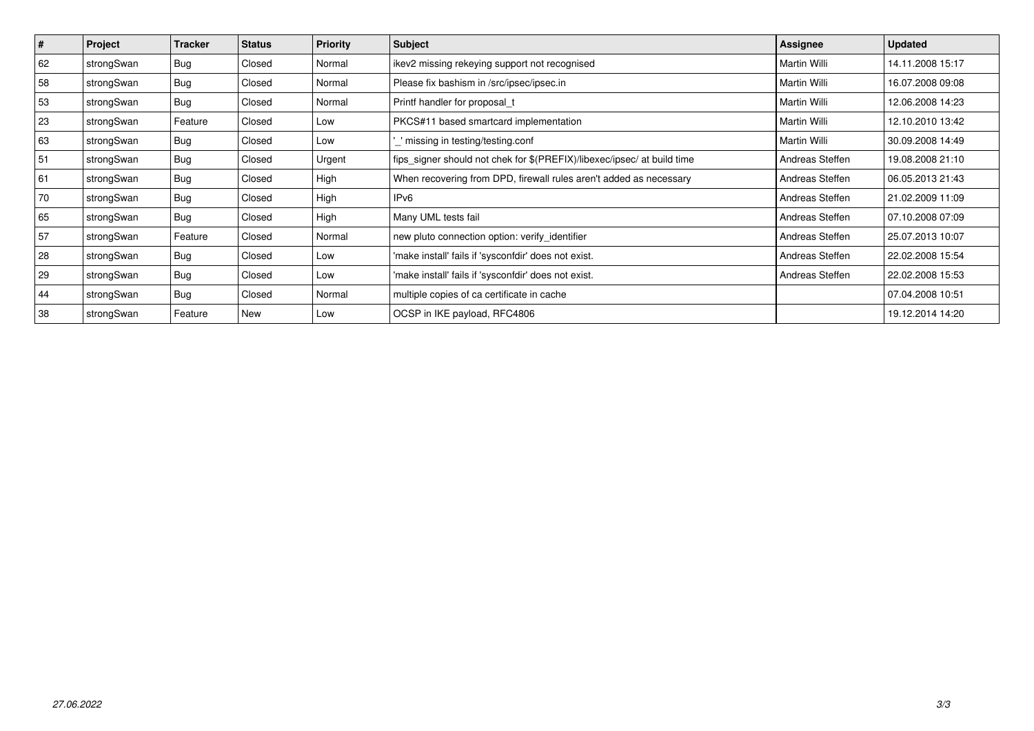| # | Project | Tracker | Status | Priority | Subject | Assignee | Updated |
|---|---|---|---|---|---|---|---|
| 62 | strongSwan | Bug | Closed | Normal | ikev2 missing rekeying support not recognised | Martin Willi | 14.11.2008 15:17 |
| 58 | strongSwan | Bug | Closed | Normal | Please fix bashism in /src/ipsec/ipsec.in | Martin Willi | 16.07.2008 09:08 |
| 53 | strongSwan | Bug | Closed | Normal | Printf handler for proposal_t | Martin Willi | 12.06.2008 14:23 |
| 23 | strongSwan | Feature | Closed | Low | PKCS#11 based smartcard implementation | Martin Willi | 12.10.2010 13:42 |
| 63 | strongSwan | Bug | Closed | Low | '_' missing in testing/testing.conf | Martin Willi | 30.09.2008 14:49 |
| 51 | strongSwan | Bug | Closed | Urgent | fips_signer should not chek for $(PREFIX)/libexec/ipsec/ at build time | Andreas Steffen | 19.08.2008 21:10 |
| 61 | strongSwan | Bug | Closed | High | When recovering from DPD, firewall rules aren't added as necessary | Andreas Steffen | 06.05.2013 21:43 |
| 70 | strongSwan | Bug | Closed | High | IPv6 | Andreas Steffen | 21.02.2009 11:09 |
| 65 | strongSwan | Bug | Closed | High | Many UML tests fail | Andreas Steffen | 07.10.2008 07:09 |
| 57 | strongSwan | Feature | Closed | Normal | new pluto connection option: verify_identifier | Andreas Steffen | 25.07.2013 10:07 |
| 28 | strongSwan | Bug | Closed | Low | 'make install' fails if 'sysconfdir' does not exist. | Andreas Steffen | 22.02.2008 15:54 |
| 29 | strongSwan | Bug | Closed | Low | 'make install' fails if 'sysconfdir' does not exist. | Andreas Steffen | 22.02.2008 15:53 |
| 44 | strongSwan | Bug | Closed | Normal | multiple copies of ca certificate in cache | | 07.04.2008 10:51 |
| 38 | strongSwan | Feature | New | Low | OCSP in IKE payload, RFC4806 | | 19.12.2014 14:20 |